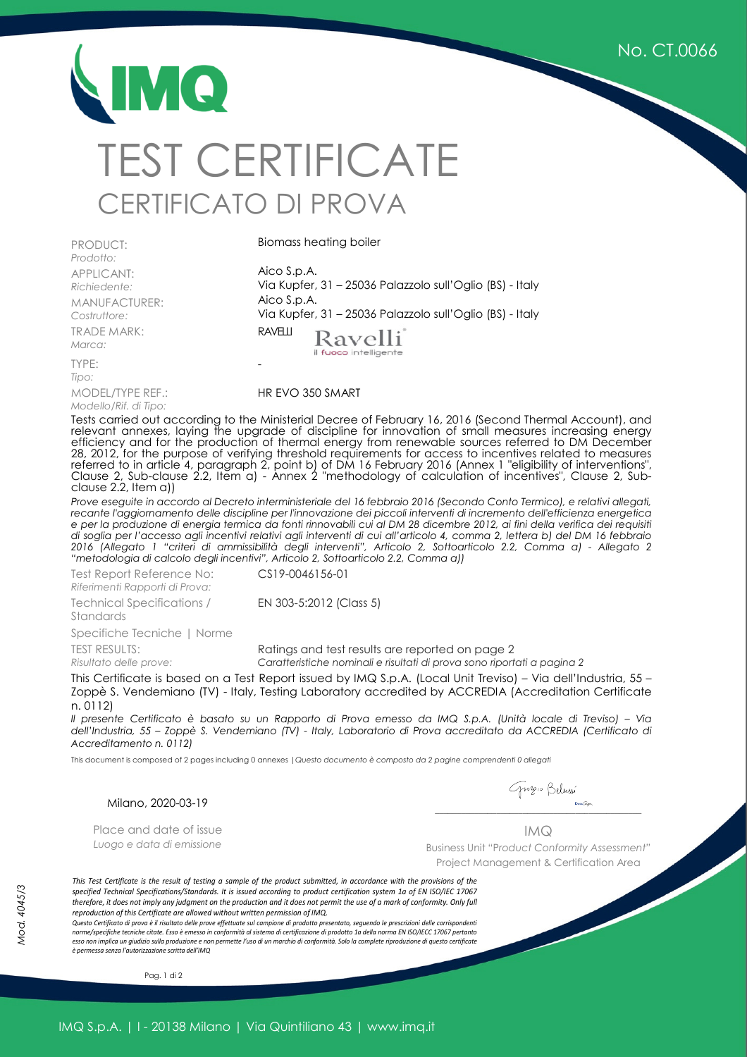No. CT.0066

IMQ

# TEST CERTIFICATE
## CERTIFICATO DI PROVA

| | |
|---|---|
| PRODUCT: *Prodotto:* | Biomass heating boiler |
| APPLICANT: *Richiedente:* | Aico S.p.A. Via Kupfer, 31 – 25036 Palazzolo sull'Oglio (BS) - Italy |
| MANUFACTURER: *Costruttore:* | Aico S.p.A. Via Kupfer, 31 – 25036 Palazzolo sull'Oglio (BS) - Italy |
| TRADE MARK: *Marca:* | RAVELLI Ravelli® il fuoco intelligente |
| TYPE: *Tipo:* | - |
| MODEL/TYPE REF.: *Modello/Rif. di Tipo:* | HR EVO 350 SMART |

Tests carried out according to the Ministerial Decree of February 16, 2016 (Second Thermal Account), and relevant annexes, laying the upgrade of discipline for innovation of small measures increasing energy efficiency and for the production of thermal energy from renewable sources referred to DM December 28, 2012, for the purpose of verifying threshold requirements for access to incentives related to measures referred to in article 4, paragraph 2, point b) of DM 16 February 2016 (Annex 1 "eligibility of interventions", Clause 2, Sub-clause 2.2, Item a) - Annex 2 "methodology of calculation of incentives", Clause 2, Sub-clause 2.2, Item a))

*Prove eseguite in accordo al Decreto interministeriale del 16 febbraio 2016 (Secondo Conto Termico), e relativi allegati, recante l'aggiornamento delle discipline per l'innovazione dei piccoli interventi di incremento dell'efficienza energetica e per la produzione di energia termica da fonti rinnovabili cui al DM 28 dicembre 2012, ai fini della verifica dei requisiti di soglia per l'accesso agli incentivi relativi agli interventi di cui all'articolo 4, comma 2, lettera b) del DM 16 febbraio 2016 (Allegato 1 "criteri di ammissibilità degli interventi", Articolo 2, Sottoarticolo 2.2, Comma a) - Allegato 2 "metodologia di calcolo degli incentivi", Articolo 2, Sottoarticolo 2.2, Comma a))*

| | |
|---|---|
| Test Report Reference No: *Riferimenti Rapporti di Prova:* | CS19-0046156-01 |
| Technical Specifications / Standards Specifiche Tecniche \| Norme | EN 303-5:2012 (Class 5) |
| TEST RESULTS: *Risultato delle prove:* | Ratings and test results are reported on page 2 *Caratteristiche nominali e risultati di prova sono riportati a pagina 2* |

This Certificate is based on a Test Report issued by IMQ S.p.A. (Local Unit Treviso) – Via dell'Industria, 55 – Zoppè S. Vendemiano (TV) - Italy, Testing Laboratory accredited by ACCREDIA (Accreditation Certificate n. 0112)

*Il presente Certificato è basato su un Rapporto di Prova emesso da IMQ S.p.A. (Unità locale di Treviso) – Via dell'Industria, 55 – Zoppè S. Vendemiano (TV) - Italy, Laboratorio di Prova accreditato da ACCREDIA (Certificato di Accreditamento n. 0112)*

This document is composed of 2 pages including 0 annexes |*Questo documento è composto da 2 pagine comprendenti 0 allegati*

Milano, 2020-03-19

Place and date of issue
*Luogo e data di emissione*

Giorgio Belussi

IMQ
Business Unit "*Product Conformity Assessment*"
Project Management & Certification Area

*This Test Certificate is the result of testing a sample of the product submitted, in accordance with the provisions of the specified Technical Specifications/Standards. It is issued according to product certification system 1a of EN ISO/IEC 17067 therefore, it does not imply any judgment on the production and it does not permit the use of a mark of conformity. Only full reproduction of this Certificate are allowed without written permission of IMQ.*

*Questo Certificato di prova è il risultato delle prove effettuate sul campione di prodotto presentato, seguendo le prescrizioni delle corrispondenti norme/specifiche tecniche citate. Esso è emesso in conformità al sistema di certificazione di prodotto 1a della norma EN ISO/IECC 17067 pertanto esso non implica un giudizio sulla produzione e non permette l'uso di un marchio di conformità. Solo la complete riproduzione di questo certificate è permessa senza l'autorizzazione scritta dell'IMQ*

Mod. 4045/3

IMQ S.p.A. | I - 20138 Milano | Via Quintiliano 43 | www.imq.it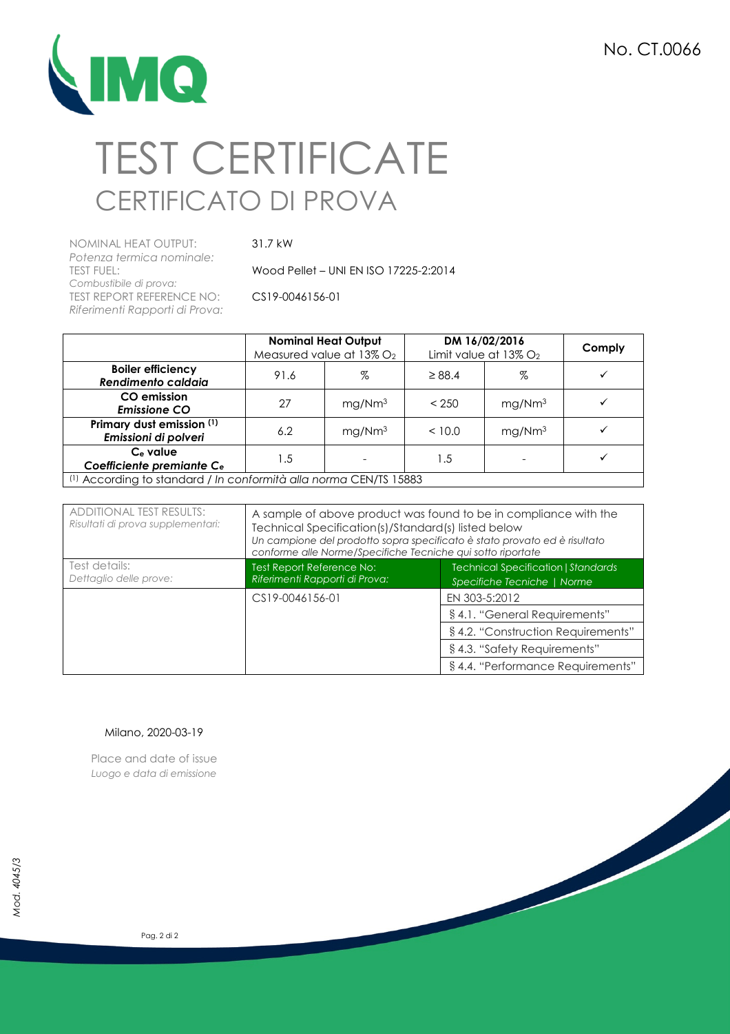No. CT.0066

# TEST CERTIFICATE

## CERTIFICATO DI PROVA

NOMINAL HEAT OUTPUT: 31.7 kW
*Potenza termica nominale:*

TEST FUEL: Wood Pellet – UNI EN ISO 17225-2:2014
*Combustibile di prova:*

TEST REPORT REFERENCE NO: CS19-0046156-01
*Riferimenti Rapporti di Prova:*

| | **Nominal Heat Output** Measured value at 13% $O_2$ | | **DM 16/02/2016** Limit value at 13% $O_2$ | | **Comply** |
|---|---|---|---|---|---|
| **Boiler efficiency** ***Rendimento caldaia*** | 91.6 | % | ≥ 88.4 | % | ✓ |
| **CO emission** ***Emissione CO*** | 27 | $mg/Nm^3$ | < 250 | $mg/Nm^3$ | ✓ |
| **Primary dust emission [1]** ***Emissioni di polveri*** | 6.2 | $mg/Nm^3$ | < 10.0 | $mg/Nm^3$ | ✓ |
| **$C_e$ value** ***Coefficiente premiante $C_e$*** | 1.5 | - | 1.5 | - | ✓ |

[1] According to standard / *In conformità alla norma* CEN/TS 15883

| | | |
|---|---|---|
| ADDITIONAL TEST RESULTS: *Risultati di prova supplementari:* | A sample of above product was found to be in compliance with the Technical Specification(s)/Standard(s) listed below *Un campione del prodotto sopra specificato è stato provato ed è risultato conforme alle Norme/Specifiche Tecniche qui sotto riportate* | |
| Test details: *Dettaglio delle prove:* | Test Report Reference No: *Riferimenti Rapporti di Prova:* | Technical Specification \| *Standards* *Specifiche Tecniche \| Norme* |
| | CS19-0046156-01 | EN 303-5:2012 |
| | | § 4.1. "General Requirements" |
| | | § 4.2. "Construction Requirements" |
| | | § 4.3. "Safety Requirements" |
| | | § 4.4. "Performance Requirements" |

Milano, 2020-03-19

Place and date of issue
*Luogo e data di emissione*

*Mod. 4045/3*